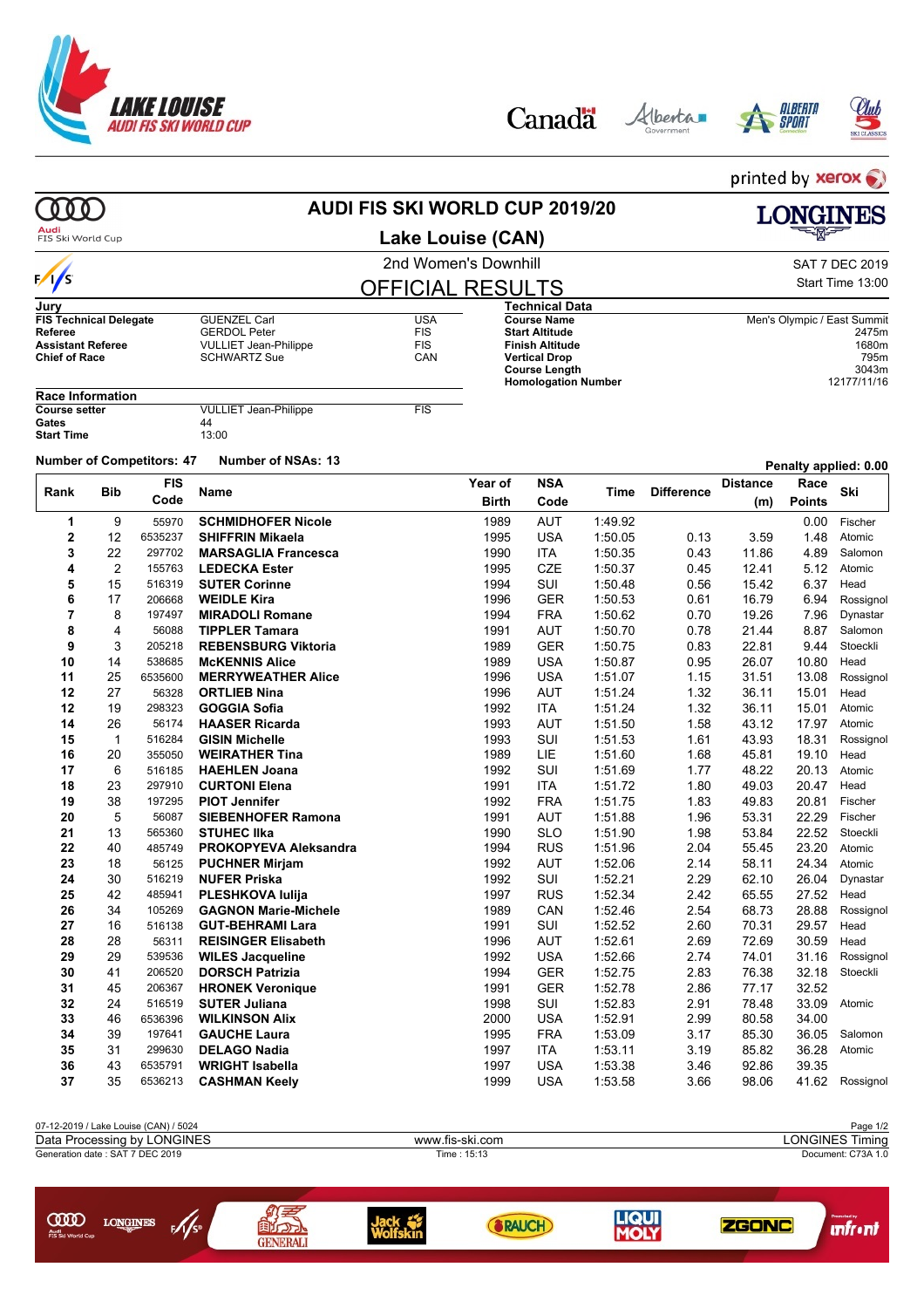# AUDI FIS SKI WORLD CUP 2019/20

## Lake Louise (CAN)

2nd Women's Downhill

SAT 7 DEC 2019

Start Time 13:00

## OFFICIAL RESULTS

**Jury**

| | | |
|---|---|---|
| **FIS Technical Delegate** | GUENZEL Carl | USA |
| **Referee** | GERDOL Peter | FIS |
| **Assistant Referee** | VULLIET Jean-Philippe | FIS |
| **Chief of Race** | SCHWARTZ Sue | CAN |

**Technical Data**

| | |
|---|---|
| **Course Name** | Men's Olympic / East Summit |
| **Start Altitude** | 2475m |
| **Finish Altitude** | 1680m |
| **Vertical Drop** | 795m |
| **Course Length** | 3043m |
| **Homologation Number** | 12177/11/16 |

**Race Information**

| | | |
|---|---|---|
| **Course setter** | VULLIET Jean-Philippe | FIS |
| **Gates** | 44 | |
| **Start Time** | 13:00 | |

**Number of Competitors: 47** **Number of NSAs: 13**

**Penalty applied: 0.00**

| Rank | Bib | FIS Code | Name | Year of Birth | NSA Code | Time | Difference | Distance (m) | Race Points | Ski |
|---|---|---|---|---|---|---|---|---|---|---|
| 1 | 9 | 55970 | **SCHMIDHOFER Nicole** | 1989 | AUT | 1:49.92 | | | 0.00 | Fischer |
| 2 | 12 | 6535237 | **SHIFFRIN Mikaela** | 1995 | USA | 1:50.05 | 0.13 | 3.59 | 1.48 | Atomic |
| 3 | 22 | 297702 | **MARSAGLIA Francesca** | 1990 | ITA | 1:50.35 | 0.43 | 11.86 | 4.89 | Salomon |
| 4 | 2 | 155763 | **LEDECKA Ester** | 1995 | CZE | 1:50.37 | 0.45 | 12.41 | 5.12 | Atomic |
| 5 | 15 | 516319 | **SUTER Corinne** | 1994 | SUI | 1:50.48 | 0.56 | 15.42 | 6.37 | Head |
| 6 | 17 | 206668 | **WEIDLE Kira** | 1996 | GER | 1:50.53 | 0.61 | 16.79 | 6.94 | Rossignol |
| 7 | 8 | 197497 | **MIRADOLI Romane** | 1994 | FRA | 1:50.62 | 0.70 | 19.26 | 7.96 | Dynastar |
| 8 | 4 | 56088 | **TIPPLER Tamara** | 1991 | AUT | 1:50.70 | 0.78 | 21.44 | 8.87 | Salomon |
| 9 | 3 | 205218 | **REBENSBURG Viktoria** | 1989 | GER | 1:50.75 | 0.83 | 22.81 | 9.44 | Stoeckli |
| 10 | 14 | 538685 | **McKENNIS Alice** | 1989 | USA | 1:50.87 | 0.95 | 26.07 | 10.80 | Head |
| 11 | 25 | 6535600 | **MERRYWEATHER Alice** | 1996 | USA | 1:51.07 | 1.15 | 31.51 | 13.08 | Rossignol |
| 12 | 27 | 56328 | **ORTLIEB Nina** | 1996 | AUT | 1:51.24 | 1.32 | 36.11 | 15.01 | Head |
| 12 | 19 | 298323 | **GOGGIA Sofia** | 1992 | ITA | 1:51.24 | 1.32 | 36.11 | 15.01 | Atomic |
| 14 | 26 | 56174 | **HAASER Ricarda** | 1993 | AUT | 1:51.50 | 1.58 | 43.12 | 17.97 | Atomic |
| 15 | 1 | 516284 | **GISIN Michelle** | 1993 | SUI | 1:51.53 | 1.61 | 43.93 | 18.31 | Rossignol |
| 16 | 20 | 355050 | **WEIRATHER Tina** | 1989 | LIE | 1:51.60 | 1.68 | 45.81 | 19.10 | Head |
| 17 | 6 | 516185 | **HAEHLEN Joana** | 1992 | SUI | 1:51.69 | 1.77 | 48.22 | 20.13 | Atomic |
| 18 | 23 | 297910 | **CURTONI Elena** | 1991 | ITA | 1:51.72 | 1.80 | 49.03 | 20.47 | Head |
| 19 | 38 | 197295 | **PIOT Jennifer** | 1992 | FRA | 1:51.75 | 1.83 | 49.83 | 20.81 | Fischer |
| 20 | 5 | 56087 | **SIEBENHOFER Ramona** | 1991 | AUT | 1:51.88 | 1.96 | 53.31 | 22.29 | Fischer |
| 21 | 13 | 565360 | **STUHEC Ilka** | 1990 | SLO | 1:51.90 | 1.98 | 53.84 | 22.52 | Stoeckli |
| 22 | 40 | 485749 | **PROKOPYEVA Aleksandra** | 1994 | RUS | 1:51.96 | 2.04 | 55.45 | 23.20 | Atomic |
| 23 | 18 | 56125 | **PUCHNER Mirjam** | 1992 | AUT | 1:52.06 | 2.14 | 58.11 | 24.34 | Atomic |
| 24 | 30 | 516219 | **NUFER Priska** | 1992 | SUI | 1:52.21 | 2.29 | 62.10 | 26.04 | Dynastar |
| 25 | 42 | 485941 | **PLESHKOVA Iulija** | 1997 | RUS | 1:52.34 | 2.42 | 65.55 | 27.52 | Head |
| 26 | 34 | 105269 | **GAGNON Marie-Michele** | 1989 | CAN | 1:52.46 | 2.54 | 68.73 | 28.88 | Rossignol |
| 27 | 16 | 516138 | **GUT-BEHRAMI Lara** | 1991 | SUI | 1:52.52 | 2.60 | 70.31 | 29.57 | Head |
| 28 | 28 | 56311 | **REISINGER Elisabeth** | 1996 | AUT | 1:52.61 | 2.69 | 72.69 | 30.59 | Head |
| 29 | 29 | 539536 | **WILES Jacqueline** | 1992 | USA | 1:52.66 | 2.74 | 74.01 | 31.16 | Rossignol |
| 30 | 41 | 206520 | **DORSCH Patrizia** | 1994 | GER | 1:52.75 | 2.83 | 76.38 | 32.18 | Stoeckli |
| 31 | 45 | 206367 | **HRONEK Veronique** | 1991 | GER | 1:52.78 | 2.86 | 77.17 | 32.52 | |
| 32 | 24 | 516519 | **SUTER Juliana** | 1998 | SUI | 1:52.83 | 2.91 | 78.48 | 33.09 | Atomic |
| 33 | 46 | 6536396 | **WILKINSON Alix** | 2000 | USA | 1:52.91 | 2.99 | 80.58 | 34.00 | |
| 34 | 39 | 197641 | **GAUCHE Laura** | 1995 | FRA | 1:53.09 | 3.17 | 85.30 | 36.05 | Salomon |
| 35 | 31 | 299630 | **DELAGO Nadia** | 1997 | ITA | 1:53.11 | 3.19 | 85.82 | 36.28 | Atomic |
| 36 | 43 | 6535791 | **WRIGHT Isabella** | 1997 | USA | 1:53.38 | 3.46 | 92.86 | 39.35 | |
| 37 | 35 | 6536213 | **CASHMAN Keely** | 1999 | USA | 1:53.58 | 3.66 | 98.06 | 41.62 | Rossignol |

07-12-2019 / Lake Louise (CAN) / 5024

Data Processing by LONGINES — www.fis-ski.com — LONGINES Timing

Generation date : SAT 7 DEC 2019 — Time : 15:13 — Document: C73A 1.0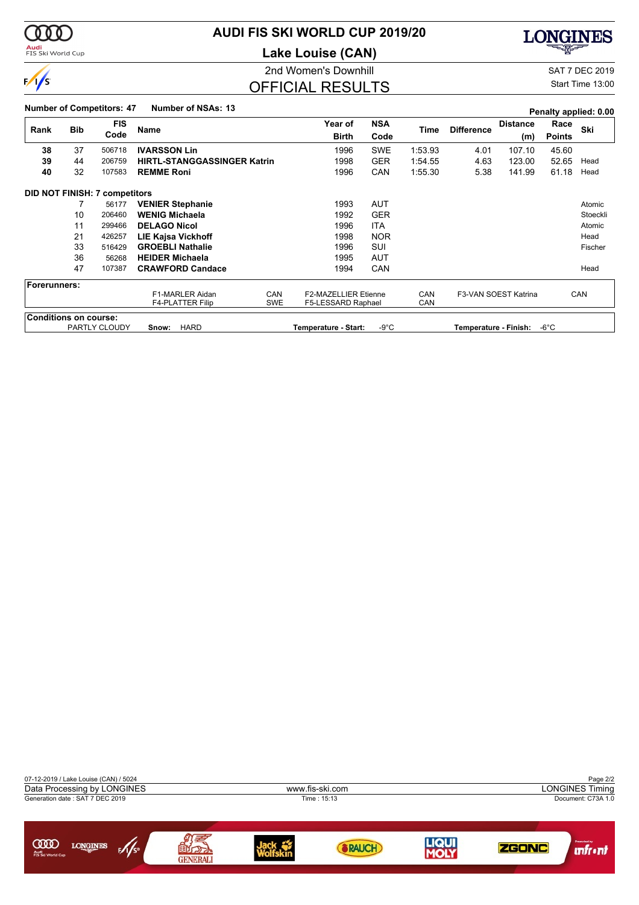# AUDI FIS SKI WORLD CUP 2019/20

## Lake Louise (CAN)

2nd Women's Downhill

SAT 7 DEC 2019

Start Time 13:00

## OFFICIAL RESULTS

**Number of Competitors: 47** **Number of NSAs: 13** **Penalty applied: 0.00**

| Rank | Bib | FIS Code | Name | Year of Birth | NSA Code | Time | Difference | Distance (m) | Race Points | Ski |
|---|---|---|---|---|---|---|---|---|---|---|
| **38** | 37 | 506718 | **IVARSSON Lin** | 1996 | SWE | 1:53.93 | 4.01 | 107.10 | 45.60 | |
| **39** | 44 | 206759 | **HIRTL-STANGGASSINGER Katrin** | 1998 | GER | 1:54.55 | 4.63 | 123.00 | 52.65 | Head |
| **40** | 32 | 107583 | **REMME Roni** | 1996 | CAN | 1:55.30 | 5.38 | 141.99 | 61.18 | Head |
| **DID NOT FINISH: 7 competitors** | | | | | | | | | | |
| | 7 | 56177 | **VENIER Stephanie** | 1993 | AUT | | | | | Atomic |
| | 10 | 206460 | **WENIG Michaela** | 1992 | GER | | | | | Stoeckli |
| | 11 | 299466 | **DELAGO Nicol** | 1996 | ITA | | | | | Atomic |
| | 21 | 426257 | **LIE Kajsa Vickhoff** | 1998 | NOR | | | | | Head |
| | 33 | 516429 | **GROEBLI Nathalie** | 1996 | SUI | | | | | Fischer |
| | 36 | 56268 | **HEIDER Michaela** | 1995 | AUT | | | | | |
| | 47 | 107387 | **CRAWFORD Candace** | 1994 | CAN | | | | | Head |

**Forerunners:**

| | | | | | |
|---|---|---|---|---|---|
| F1-MARLER Aidan | CAN | F2-MAZELLIER Etienne | CAN | F3-VAN SOEST Katrina | CAN |
| F4-PLATTER Filip | SWE | F5-LESSARD Raphael | CAN | | |

**Conditions on course:**

PARTLY CLOUDY **Snow:** HARD **Temperature - Start:** -9°C **Temperature - Finish:** -6°C

07-12-2019 / Lake Louise (CAN) / 5024

Data Processing by LONGINES — www.fis-ski.com — LONGINES Timing

Generation date : SAT 7 DEC 2019 — Time : 15:13 — Document: C73A 1.0